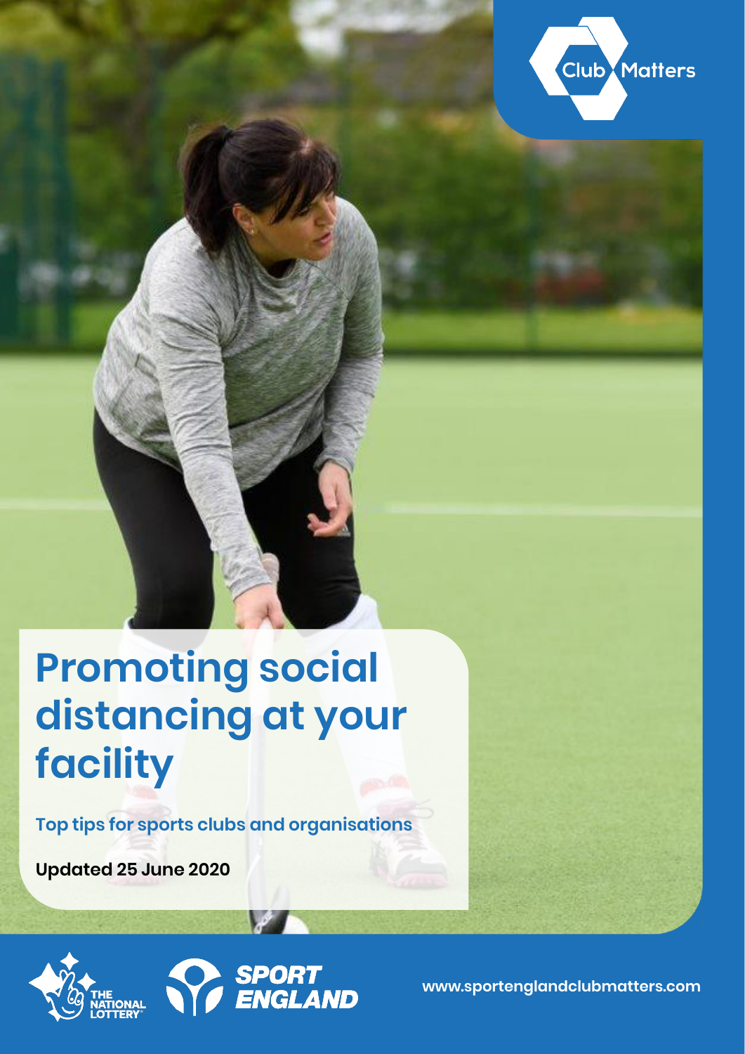# Promoting social distancing at your facility

**Top tips for sports clubs and organisations**

**Updated 25 June 2020**

www.sportenglandclubmatters.com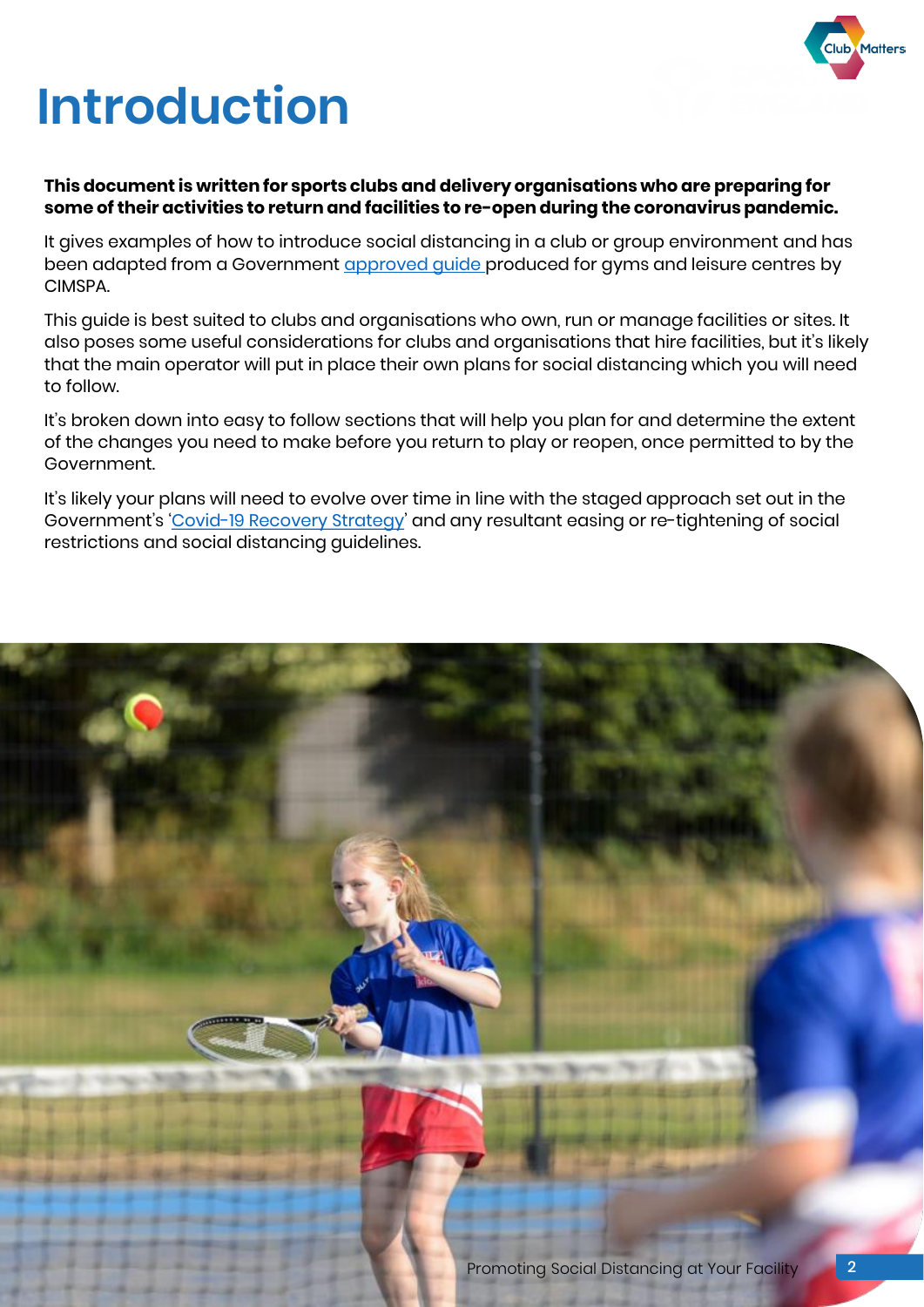# Introduction

**This document is written for sports clubs and delivery organisations who are preparing for some of their activities to return and facilities to re-open during the coronavirus pandemic.**

It gives examples of how to introduce social distancing in a club or group environment and has been adapted from a Government approved guide produced for gyms and leisure centres by CIMSPA.

This guide is best suited to clubs and organisations who own, run or manage facilities or sites. It also poses some useful considerations for clubs and organisations that hire facilities, but it's likely that the main operator will put in place their own plans for social distancing which you will need to follow.

It's broken down into easy to follow sections that will help you plan for and determine the extent of the changes you need to make before you return to play or reopen, once permitted to by the Government.

It's likely your plans will need to evolve over time in line with the staged approach set out in the Government's 'Covid-19 Recovery Strategy' and any resultant easing or re-tightening of social restrictions and social distancing guidelines.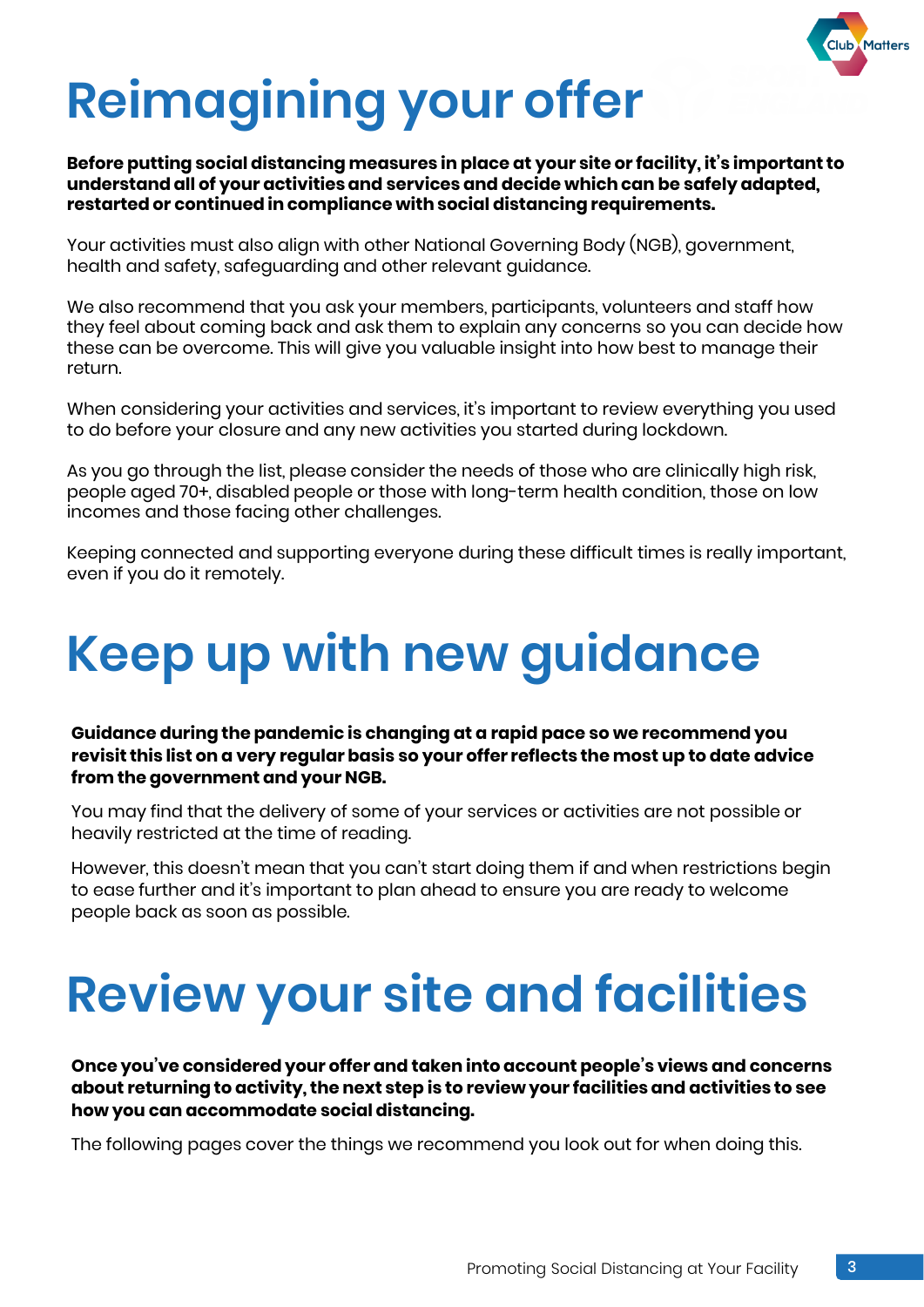# Reimagining your offer

**Before putting social distancing measures in place at your site or facility, it's important to understand all of your activities and services and decide which can be safely adapted, restarted or continued in compliance with social distancing requirements.**

Your activities must also align with other National Governing Body (NGB), government, health and safety, safeguarding and other relevant guidance.

We also recommend that you ask your members, participants, volunteers and staff how they feel about coming back and ask them to explain any concerns so you can decide how these can be overcome. This will give you valuable insight into how best to manage their return.

When considering your activities and services, it's important to review everything you used to do before your closure and any new activities you started during lockdown.

As you go through the list, please consider the needs of those who are clinically high risk, people aged 70+, disabled people or those with long-term health condition, those on low incomes and those facing other challenges.

Keeping connected and supporting everyone during these difficult times is really important, even if you do it remotely.

# Keep up with new guidance

**Guidance during the pandemic is changing at a rapid pace so we recommend you revisit this list on a very regular basis so your offer reflects the most up to date advice from the government and your NGB.**

You may find that the delivery of some of your services or activities are not possible or heavily restricted at the time of reading.

However, this doesn't mean that you can't start doing them if and when restrictions begin to ease further and it's important to plan ahead to ensure you are ready to welcome people back as soon as possible.

# Review your site and facilities

**Once you've considered your offer and taken into account people's views and concerns about returning to activity, the next step is to review your facilities and activities to see how you can accommodate social distancing.**

The following pages cover the things we recommend you look out for when doing this.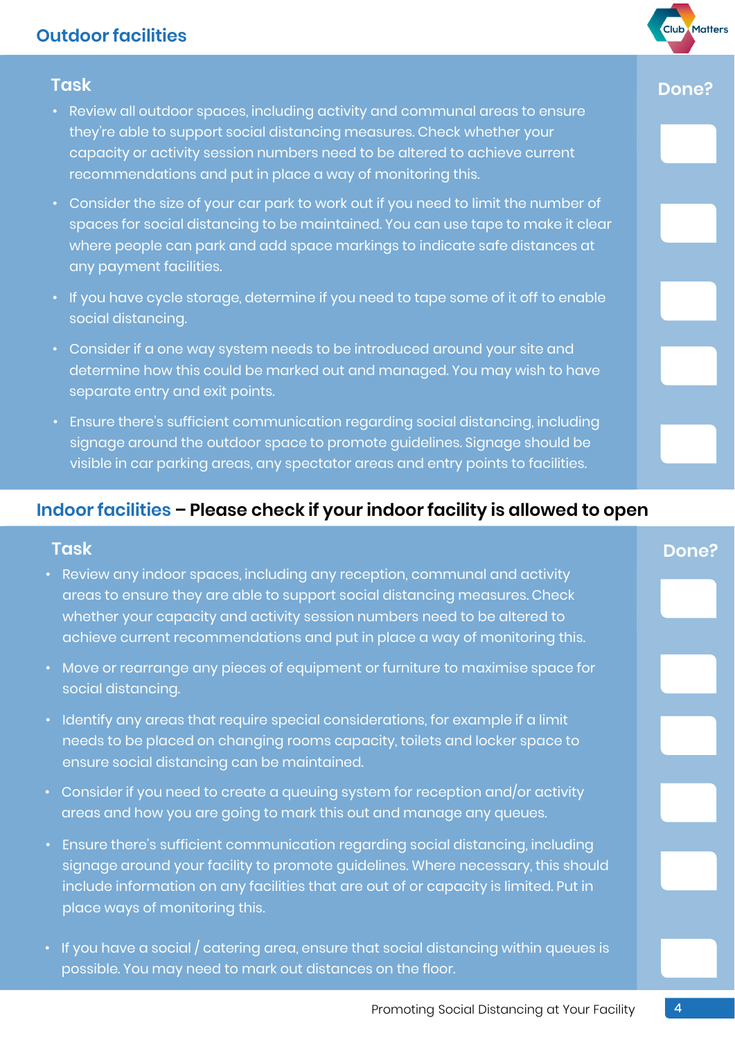## Outdoor facilities

| Task | Done? |
|---|---|
| Review all outdoor spaces, including activity and communal areas to ensure they're able to support social distancing measures. Check whether your capacity or activity session numbers need to be altered to achieve current recommendations and put in place a way of monitoring this. | |
| Consider the size of your car park to work out if you need to limit the number of spaces for social distancing to be maintained. You can use tape to make it clear where people can park and add space markings to indicate safe distances at any payment facilities. | |
| If you have cycle storage, determine if you need to tape some of it off to enable social distancing. | |
| Consider if a one way system needs to be introduced around your site and determine how this could be marked out and managed. You may wish to have separate entry and exit points. | |
| Ensure there's sufficient communication regarding social distancing, including signage around the outdoor space to promote guidelines. Signage should be visible in car parking areas, any spectator areas and entry points to facilities. | |

## Indoor facilities – **Please check if your indoor facility is allowed to open**

| Task | Done? |
|---|---|
| Review any indoor spaces, including any reception, communal and activity areas to ensure they are able to support social distancing measures. Check whether your capacity and activity session numbers need to be altered to achieve current recommendations and put in place a way of monitoring this. | |
| Move or rearrange any pieces of equipment or furniture to maximise space for social distancing. | |
| Identify any areas that require special considerations, for example if a limit needs to be placed on changing rooms capacity, toilets and locker space to ensure social distancing can be maintained. | |
| Consider if you need to create a queuing system for reception and/or activity areas and how you are going to mark this out and manage any queues. | |
| Ensure there's sufficient communication regarding social distancing, including signage around your facility to promote guidelines. Where necessary, this should include information on any facilities that are out of or capacity is limited. Put in place ways of monitoring this. | |
| If you have a social / catering area, ensure that social distancing within queues is possible. You may need to mark out distances on the floor. | |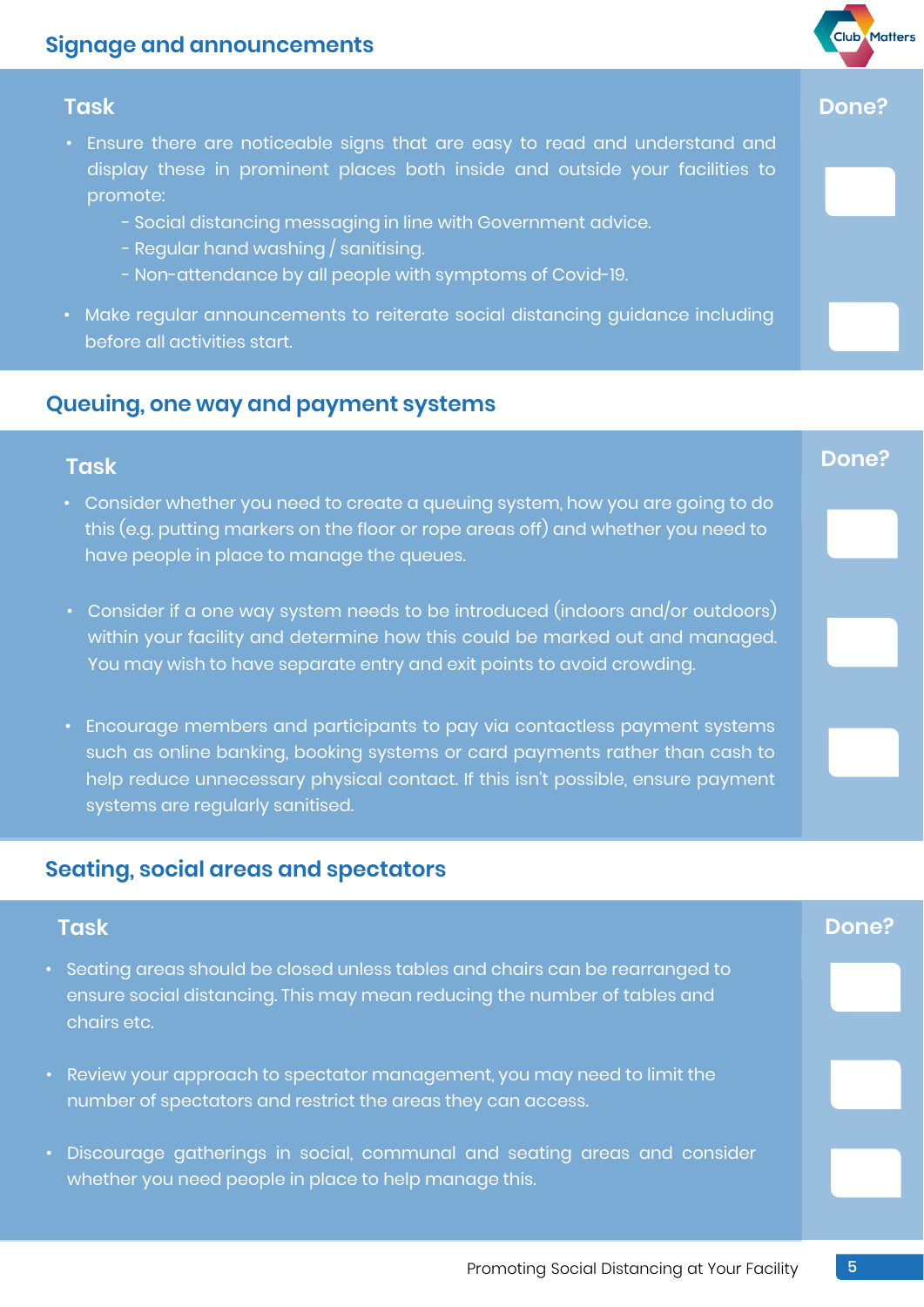## Signage and announcements

| Task | Done? |
|---|---|
| • Ensure there are noticeable signs that are easy to read and understand and display these in prominent places both inside and outside your facilities to promote:<br>- Social distancing messaging in line with Government advice.<br>- Regular hand washing / sanitising.<br>- Non-attendance by all people with symptoms of Covid-19. | |
| • Make regular announcements to reiterate social distancing guidance including before all activities start. | |

## Queuing, one way and payment systems

| Task | Done? |
|---|---|
| • Consider whether you need to create a queuing system, how you are going to do this (e.g. putting markers on the floor or rope areas off) and whether you need to have people in place to manage the queues. | |
| • Consider if a one way system needs to be introduced (indoors and/or outdoors) within your facility and determine how this could be marked out and managed. You may wish to have separate entry and exit points to avoid crowding. | |
| • Encourage members and participants to pay via contactless payment systems such as online banking, booking systems or card payments rather than cash to help reduce unnecessary physical contact. If this isn't possible, ensure payment systems are regularly sanitised. | |

## Seating, social areas and spectators

| Task | Done? |
|---|---|
| • Seating areas should be closed unless tables and chairs can be rearranged to ensure social distancing. This may mean reducing the number of tables and chairs etc. | |
| • Review your approach to spectator management, you may need to limit the number of spectators and restrict the areas they can access. | |
| • Discourage gatherings in social, communal and seating areas and consider whether you need people in place to help manage this. | |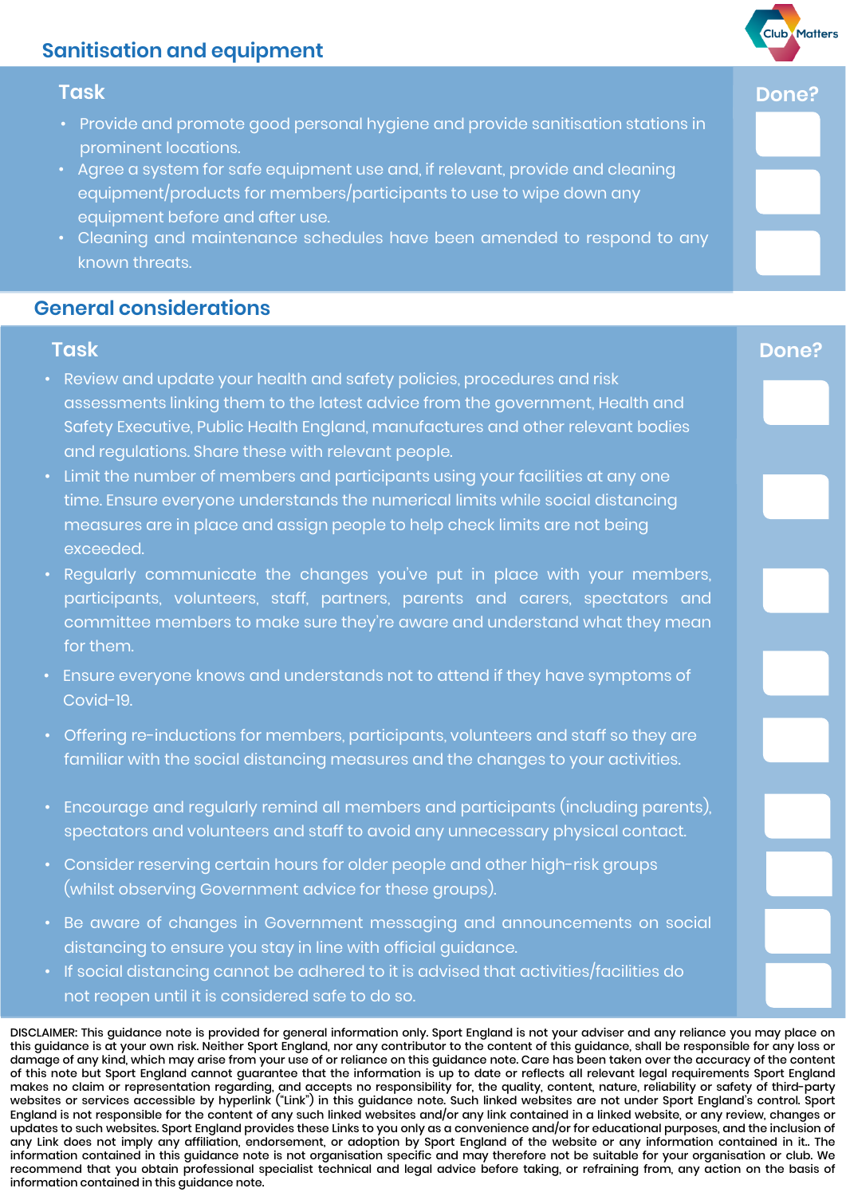## Sanitisation and equipment

| Task | Done? |
|---|---|
| • Provide and promote good personal hygiene and provide sanitisation stations in prominent locations. | |
| • Agree a system for safe equipment use and, if relevant, provide and cleaning equipment/products for members/participants to use to wipe down any equipment before and after use. | |
| • Cleaning and maintenance schedules have been amended to respond to any known threats. | |

## General considerations

| Task | Done? |
|---|---|
| • Review and update your health and safety policies, procedures and risk assessments linking them to the latest advice from the government, Health and Safety Executive, Public Health England, manufactures and other relevant bodies and regulations. Share these with relevant people. | |
| • Limit the number of members and participants using your facilities at any one time. Ensure everyone understands the numerical limits while social distancing measures are in place and assign people to help check limits are not being exceeded. | |
| • Regularly communicate the changes you've put in place with your members, participants, volunteers, staff, partners, parents and carers, spectators and committee members to make sure they're aware and understand what they mean for them. | |
| • Ensure everyone knows and understands not to attend if they have symptoms of Covid-19. | |
| • Offering re-inductions for members, participants, volunteers and staff so they are familiar with the social distancing measures and the changes to your activities. | |
| • Encourage and regularly remind all members and participants (including parents), spectators and volunteers and staff to avoid any unnecessary physical contact. | |
| • Consider reserving certain hours for older people and other high-risk groups (whilst observing Government advice for these groups). | |
| • Be aware of changes in Government messaging and announcements on social distancing to ensure you stay in line with official guidance. | |
| • If social distancing cannot be adhered to it is advised that activities/facilities do not reopen until it is considered safe to do so. | |

DISCLAIMER: This guidance note is provided for general information only. Sport England is not your adviser and any reliance you may place on this guidance is at your own risk. Neither Sport England, nor any contributor to the content of this guidance, shall be responsible for any loss or damage of any kind, which may arise from your use of or reliance on this guidance note. Care has been taken over the accuracy of the content of this note but Sport England cannot guarantee that the information is up to date or reflects all relevant legal requirements Sport England makes no claim or representation regarding, and accepts no responsibility for, the quality, content, nature, reliability or safety of third-party websites or services accessible by hyperlink ("Link") in this guidance note. Such linked websites are not under Sport England's control. Sport England is not responsible for the content of any such linked websites and/or any link contained in a linked website, or any review, changes or updates to such websites. Sport England provides these Links to you only as a convenience and/or for educational purposes, and the inclusion of any Link does not imply any affiliation, endorsement, or adoption by Sport England of the website or any information contained in it.. The information contained in this guidance note is not organisation specific and may therefore not be suitable for your organisation or club. We recommend that you obtain professional specialist technical and legal advice before taking, or refraining from, any action on the basis of information contained in this guidance note.